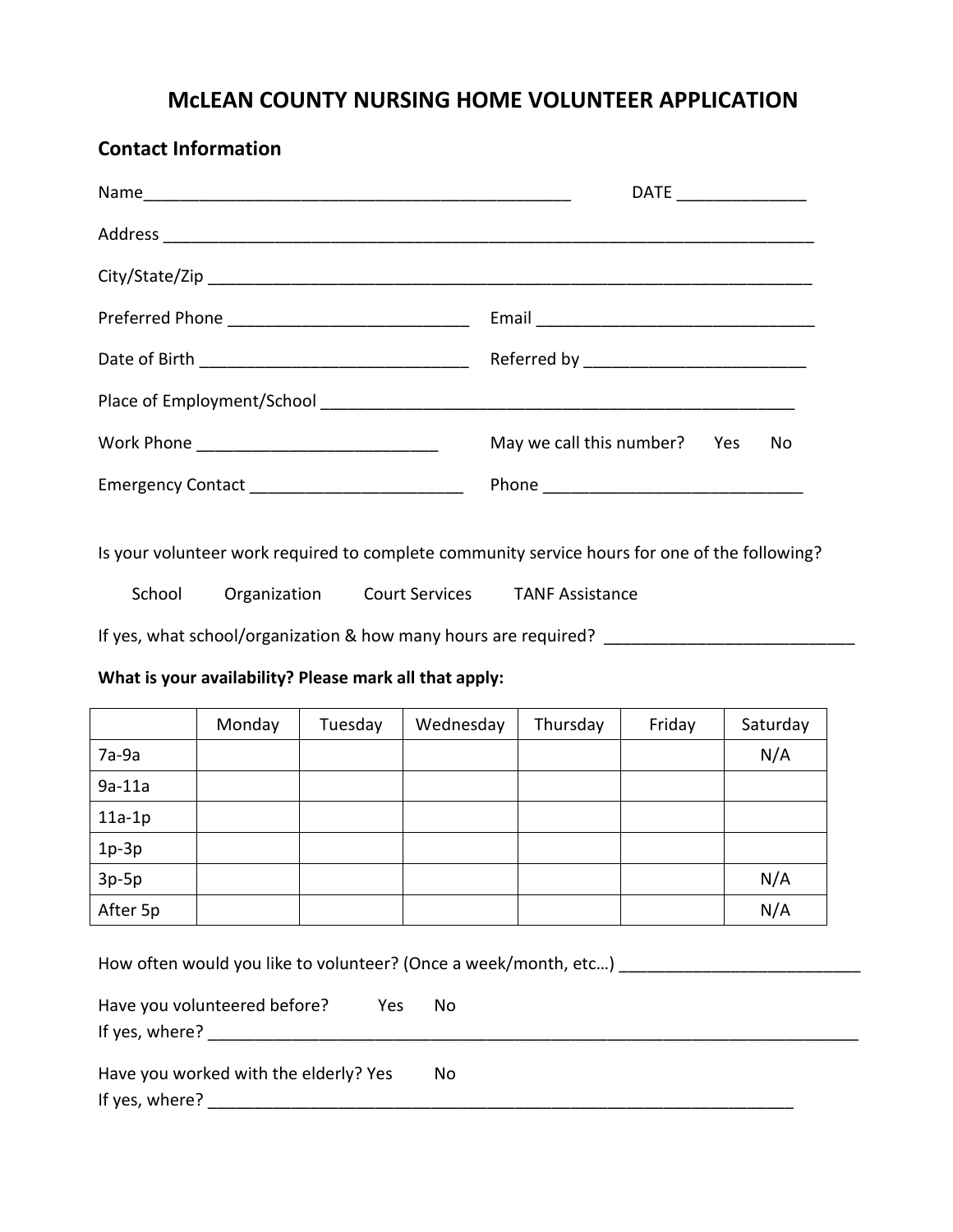# McLEAN COUNTY NURSING HOME VOLUNTEER APPLICATION

## Contact Information

Name_______________________________________________ DATE _____________

Address ________________________________________________________________________

City/State/Zip __________________________________________________________________

Preferred Phone __________________________ Email ______________________________

Date of Birth _____________________________ Referred by ________________________

Place of Employment/School _____________________________________________________

Work Phone __________________________ May we call this number? Yes No

Emergency Contact _______________________ Phone ____________________________

Is your volunteer work required to complete community service hours for one of the following?

School Organization Court Services TANF Assistance

If yes, what school/organization & how many hours are required? ___________________________

**What is your availability? Please mark all that apply:**

| | Monday | Tuesday | Wednesday | Thursday | Friday | Saturday |
|---|---|---|---|---|---|---|
| 7a-9a | | | | | | N/A |
| 9a-11a | | | | | | |
| 11a-1p | | | | | | |
| 1p-3p | | | | | | |
| 3p-5p | | | | | | N/A |
| After 5p | | | | | | N/A |

How often would you like to volunteer? (Once a week/month, etc…) __________________________

Have you volunteered before? Yes No
If yes, where? __________________________________________________________________________

Have you worked with the elderly? Yes No
If yes, where? ___________________________________________________________________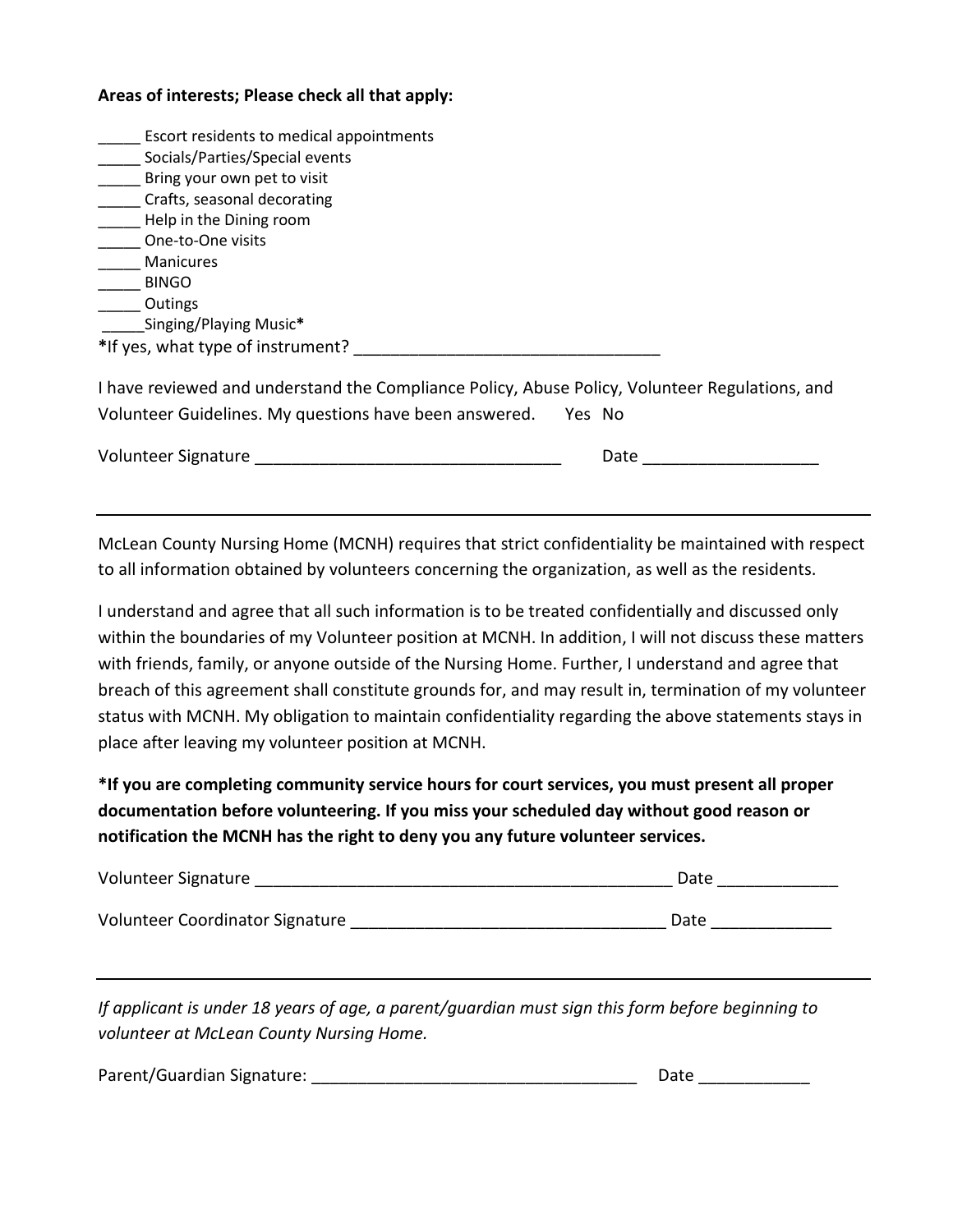**Areas of interests; Please check all that apply:**

_____ Escort residents to medical appointments
_____ Socials/Parties/Special events
_____ Bring your own pet to visit
_____ Crafts, seasonal decorating
_____ Help in the Dining room
_____ One-to-One visits
_____ Manicures
_____ BINGO
_____ Outings
_____Singing/Playing Music*
*If yes, what type of instrument? _________________________________

I have reviewed and understand the Compliance Policy, Abuse Policy, Volunteer Regulations, and Volunteer Guidelines. My questions have been answered. Yes No

Volunteer Signature _________________________________ Date ___________________

---

McLean County Nursing Home (MCNH) requires that strict confidentiality be maintained with respect to all information obtained by volunteers concerning the organization, as well as the residents.

I understand and agree that all such information is to be treated confidentially and discussed only within the boundaries of my Volunteer position at MCNH. In addition, I will not discuss these matters with friends, family, or anyone outside of the Nursing Home. Further, I understand and agree that breach of this agreement shall constitute grounds for, and may result in, termination of my volunteer status with MCNH. My obligation to maintain confidentiality regarding the above statements stays in place after leaving my volunteer position at MCNH.

**\*If you are completing community service hours for court services, you must present all proper documentation before volunteering. If you miss your scheduled day without good reason or notification the MCNH has the right to deny you any future volunteer services.**

Volunteer Signature _____________________________________________ Date _____________

Volunteer Coordinator Signature __________________________________ Date _____________

---

*If applicant is under 18 years of age, a parent/guardian must sign this form before beginning to volunteer at McLean County Nursing Home.*

Parent/Guardian Signature: ___________________________________ Date ____________